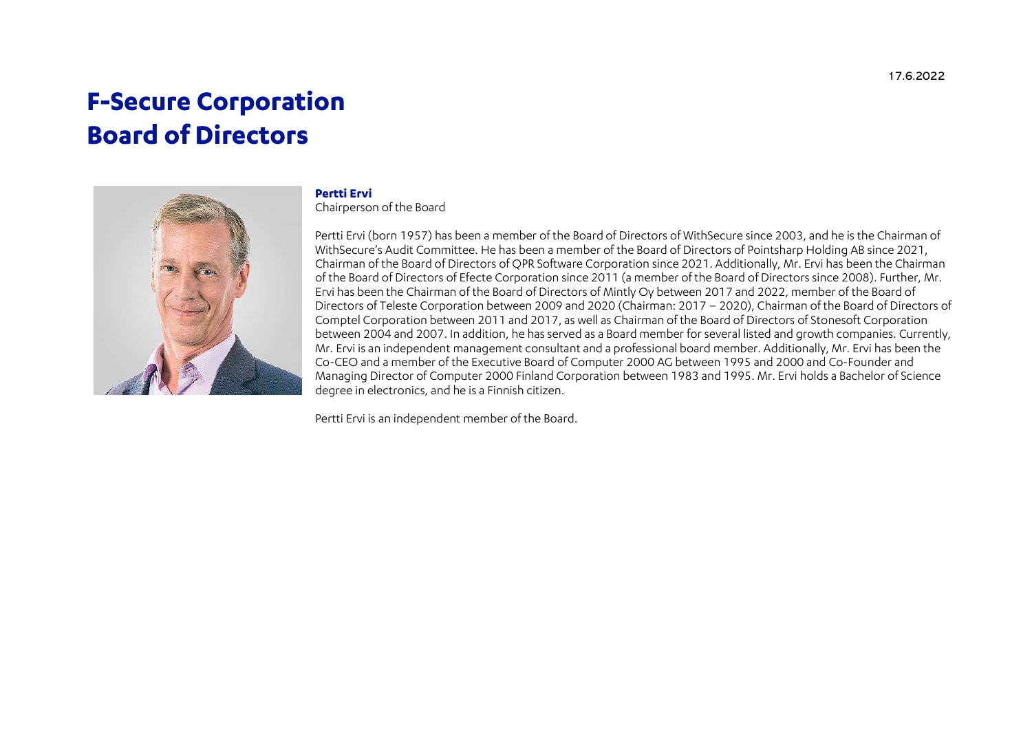17.6.2022

# F-Secure Corporation Board of Directors

**Pertti Ervi**
Chairperson of the Board

Pertti Ervi (born 1957) has been a member of the Board of Directors of WithSecure since 2003, and he is the Chairman of WithSecure's Audit Committee. He has been a member of the Board of Directors of Pointsharp Holding AB since 2021, Chairman of the Board of Directors of QPR Software Corporation since 2021. Additionally, Mr. Ervi has been the Chairman of the Board of Directors of Efecte Corporation since 2011 (a member of the Board of Directors since 2008). Further, Mr. Ervi has been the Chairman of the Board of Directors of Mintly Oy between 2017 and 2022, member of the Board of Directors of Teleste Corporation between 2009 and 2020 (Chairman: 2017 – 2020), Chairman of the Board of Directors of Comptel Corporation between 2011 and 2017, as well as Chairman of the Board of Directors of Stonesoft Corporation between 2004 and 2007. In addition, he has served as a Board member for several listed and growth companies. Currently, Mr. Ervi is an independent management consultant and a professional board member. Additionally, Mr. Ervi has been the Co-CEO and a member of the Executive Board of Computer 2000 AG between 1995 and 2000 and Co-Founder and Managing Director of Computer 2000 Finland Corporation between 1983 and 1995. Mr. Ervi holds a Bachelor of Science degree in electronics, and he is a Finnish citizen.

Pertti Ervi is an independent member of the Board.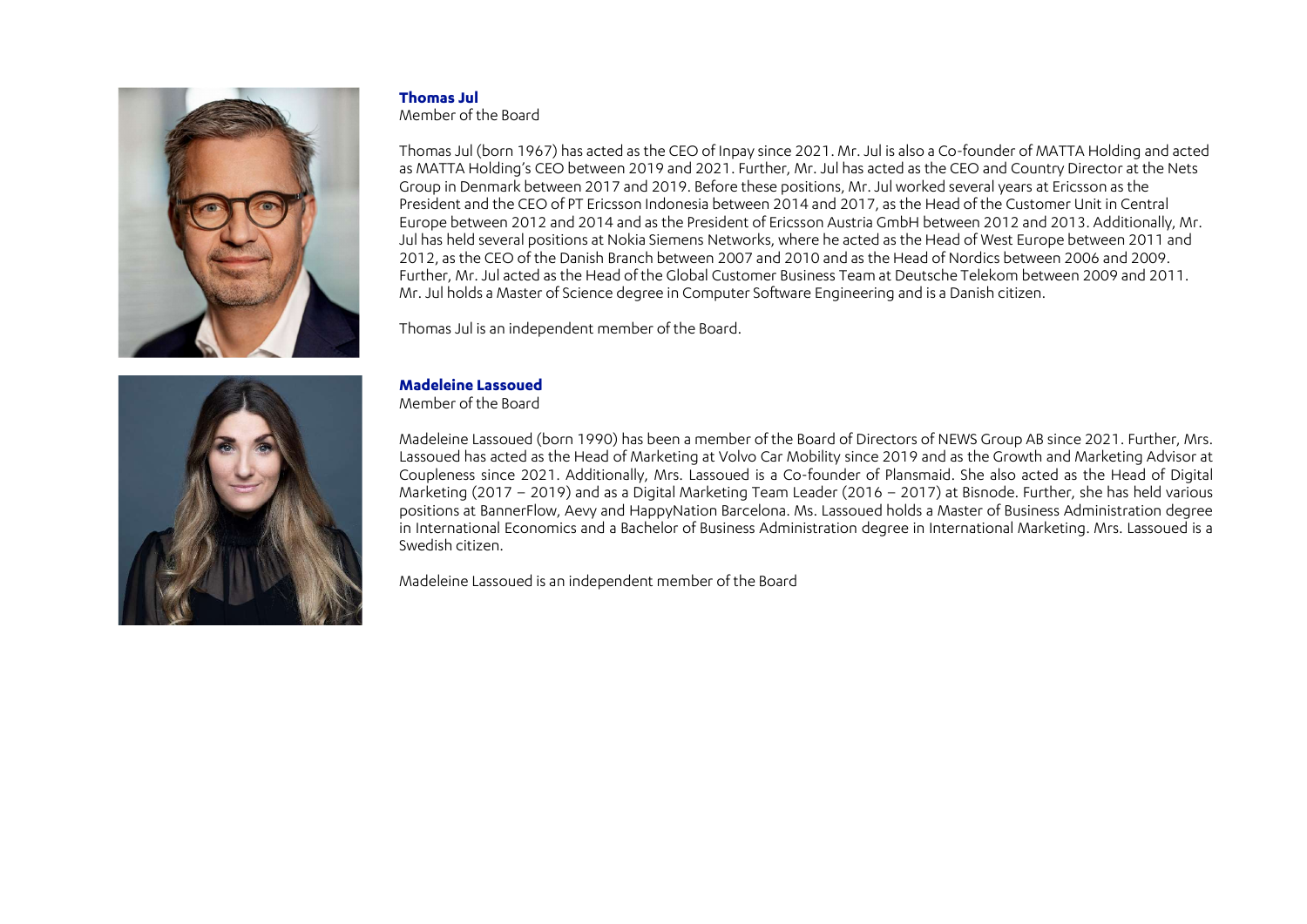**Thomas Jul**

Member of the Board

Thomas Jul (born 1967) has acted as the CEO of Inpay since 2021. Mr. Jul is also a Co-founder of MATTA Holding and acted as MATTA Holding's CEO between 2019 and 2021. Further, Mr. Jul has acted as the CEO and Country Director at the Nets Group in Denmark between 2017 and 2019. Before these positions, Mr. Jul worked several years at Ericsson as the President and the CEO of PT Ericsson Indonesia between 2014 and 2017, as the Head of the Customer Unit in Central Europe between 2012 and 2014 and as the President of Ericsson Austria GmbH between 2012 and 2013. Additionally, Mr. Jul has held several positions at Nokia Siemens Networks, where he acted as the Head of West Europe between 2011 and 2012, as the CEO of the Danish Branch between 2007 and 2010 and as the Head of Nordics between 2006 and 2009. Further, Mr. Jul acted as the Head of the Global Customer Business Team at Deutsche Telekom between 2009 and 2011. Mr. Jul holds a Master of Science degree in Computer Software Engineering and is a Danish citizen.

Thomas Jul is an independent member of the Board.

**Madeleine Lassoued**

Member of the Board

Madeleine Lassoued (born 1990) has been a member of the Board of Directors of NEWS Group AB since 2021. Further, Mrs. Lassoued has acted as the Head of Marketing at Volvo Car Mobility since 2019 and as the Growth and Marketing Advisor at Coupleness since 2021. Additionally, Mrs. Lassoued is a Co-founder of Plansmaid. She also acted as the Head of Digital Marketing (2017 – 2019) and as a Digital Marketing Team Leader (2016 – 2017) at Bisnode. Further, she has held various positions at BannerFlow, Aevy and HappyNation Barcelona. Ms. Lassoued holds a Master of Business Administration degree in International Economics and a Bachelor of Business Administration degree in International Marketing. Mrs. Lassoued is a Swedish citizen.

Madeleine Lassoued is an independent member of the Board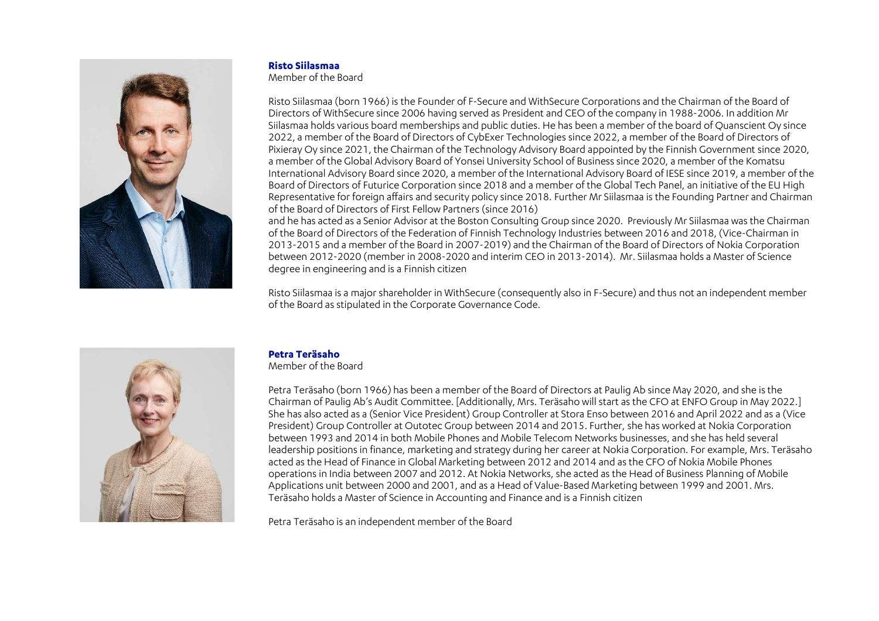**Risto Siilasmaa**
Member of the Board

Risto Siilasmaa (born 1966) is the Founder of F-Secure and WithSecure Corporations and the Chairman of the Board of Directors of WithSecure since 2006 having served as President and CEO of the company in 1988-2006. In addition Mr Siilasmaa holds various board memberships and public duties. He has been a member of the board of Quanscient Oy since 2022, a member of the Board of Directors of CybExer Technologies since 2022, a member of the Board of Directors of Pixieray Oy since 2021, the Chairman of the Technology Advisory Board appointed by the Finnish Government since 2020, a member of the Global Advisory Board of Yonsei University School of Business since 2020, a member of the Komatsu International Advisory Board since 2020, a member of the International Advisory Board of IESE since 2019, a member of the Board of Directors of Futurice Corporation since 2018 and a member of the Global Tech Panel, an initiative of the EU High Representative for foreign affairs and security policy since 2018. Further Mr Siilasmaa is the Founding Partner and Chairman of the Board of Directors of First Fellow Partners (since 2016)
and he has acted as a Senior Advisor at the Boston Consulting Group since 2020. Previously Mr Siilasmaa was the Chairman of the Board of Directors of the Federation of Finnish Technology Industries between 2016 and 2018, (Vice-Chairman in 2013-2015 and a member of the Board in 2007-2019) and the Chairman of the Board of Directors of Nokia Corporation between 2012-2020 (member in 2008-2020 and interim CEO in 2013-2014). Mr. Siilasmaa holds a Master of Science degree in engineering and is a Finnish citizen

Risto Siilasmaa is a major shareholder in WithSecure (consequently also in F-Secure) and thus not an independent member of the Board as stipulated in the Corporate Governance Code.

**Petra Teräsaho**
Member of the Board

Petra Teräsaho (born 1966) has been a member of the Board of Directors at Paulig Ab since May 2020, and she is the Chairman of Paulig Ab's Audit Committee. [Additionally, Mrs. Teräsaho will start as the CFO at ENFO Group in May 2022.] She has also acted as a (Senior Vice President) Group Controller at Stora Enso between 2016 and April 2022 and as a (Vice President) Group Controller at Outotec Group between 2014 and 2015. Further, she has worked at Nokia Corporation between 1993 and 2014 in both Mobile Phones and Mobile Telecom Networks businesses, and she has held several leadership positions in finance, marketing and strategy during her career at Nokia Corporation. For example, Mrs. Teräsaho acted as the Head of Finance in Global Marketing between 2012 and 2014 and as the CFO of Nokia Mobile Phones operations in India between 2007 and 2012. At Nokia Networks, she acted as the Head of Business Planning of Mobile Applications unit between 2000 and 2001, and as a Head of Value-Based Marketing between 1999 and 2001. Mrs. Teräsaho holds a Master of Science in Accounting and Finance and is a Finnish citizen

Petra Teräsaho is an independent member of the Board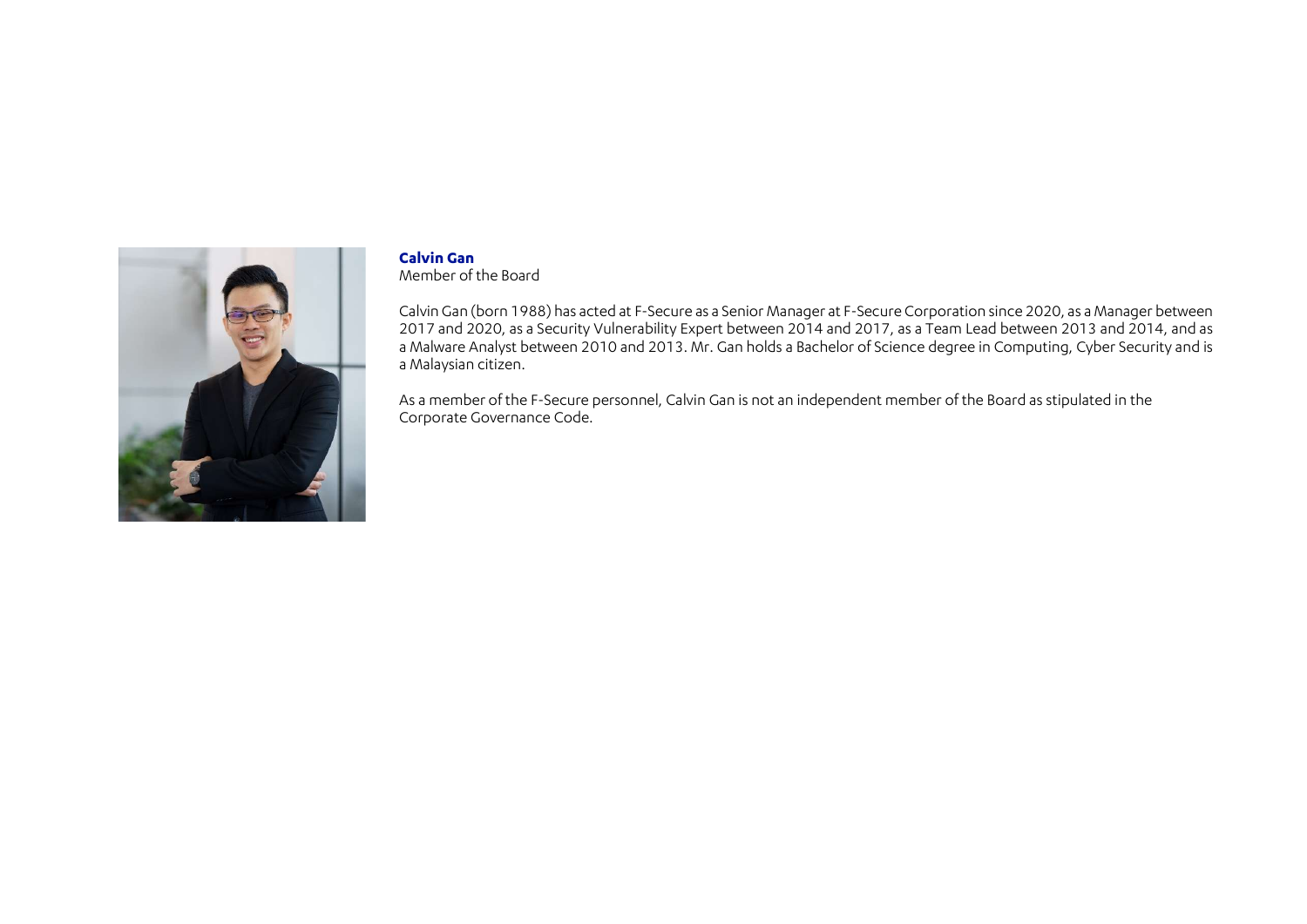**Calvin Gan**
Member of the Board

Calvin Gan (born 1988) has acted at F-Secure as a Senior Manager at F-Secure Corporation since 2020, as a Manager between 2017 and 2020, as a Security Vulnerability Expert between 2014 and 2017, as a Team Lead between 2013 and 2014, and as a Malware Analyst between 2010 and 2013. Mr. Gan holds a Bachelor of Science degree in Computing, Cyber Security and is a Malaysian citizen.

As a member of the F-Secure personnel, Calvin Gan is not an independent member of the Board as stipulated in the Corporate Governance Code.